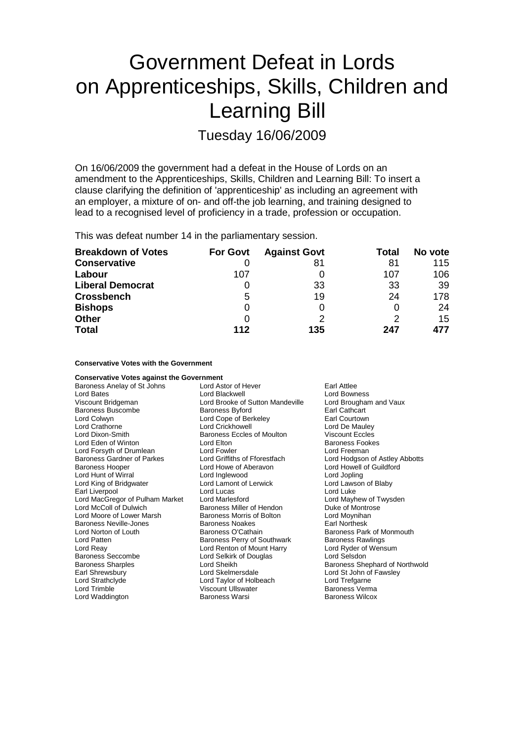# Government Defeat in Lords on Apprenticeships, Skills, Children and Learning Bill

## Tuesday 16/06/2009

On 16/06/2009 the government had a defeat in the House of Lords on an amendment to the Apprenticeships, Skills, Children and Learning Bill: To insert a clause clarifying the definition of 'apprenticeship' as including an agreement with an employer, a mixture of on- and off-the job learning, and training designed to lead to a recognised level of proficiency in a trade, profession or occupation.

This was defeat number 14 in the parliamentary session.

| Breakdown of Votes | For Govt | Against Govt | Total | No vote |
|---|---|---|---|---|
| **Conservative** | 0 | 81 | 81 | 115 |
| **Labour** | 107 | 0 | 107 | 106 |
| **Liberal Democrat** | 0 | 33 | 33 | 39 |
| **Crossbench** | 5 | 19 | 24 | 178 |
| **Bishops** | 0 | 0 | 0 | 24 |
| **Other** | 0 | 2 | 2 | 15 |
| **Total** | **112** | **135** | **247** | **477** |

**Conservative Votes with the Government**

**Conservative Votes against the Government**

Baroness Anelay of St Johns
Lord Astor of Hever
Earl Attlee
Lord Bates
Lord Blackwell
Lord Bowness
Viscount Bridgeman
Lord Brooke of Sutton Mandeville
Lord Brougham and Vaux
Baroness Buscombe
Baroness Byford
Earl Cathcart
Lord Colwyn
Lord Cope of Berkeley
Earl Courtown
Lord Crathorne
Lord Crickhowell
Lord De Mauley
Lord Dixon-Smith
Baroness Eccles of Moulton
Viscount Eccles
Lord Eden of Winton
Lord Elton
Baroness Fookes
Lord Forsyth of Drumlean
Lord Fowler
Lord Freeman
Baroness Gardner of Parkes
Lord Griffiths of Fforestfach
Lord Hodgson of Astley Abbotts
Baroness Hooper
Lord Howe of Aberavon
Lord Howell of Guildford
Lord Hunt of Wirral
Lord Inglewood
Lord Jopling
Lord King of Bridgwater
Lord Lamont of Lerwick
Lord Lawson of Blaby
Earl Liverpool
Lord Lucas
Lord Luke
Lord MacGregor of Pulham Market
Lord Marlesford
Lord Mayhew of Twysden
Lord McColl of Dulwich
Baroness Miller of Hendon
Duke of Montrose
Lord Moore of Lower Marsh
Baroness Morris of Bolton
Lord Moynihan
Baroness Neville-Jones
Baroness Noakes
Earl Northesk
Lord Norton of Louth
Baroness O'Cathain
Baroness Park of Monmouth
Lord Patten
Baroness Perry of Southwark
Baroness Rawlings
Lord Reay
Lord Renton of Mount Harry
Lord Ryder of Wensum
Baroness Seccombe
Lord Selkirk of Douglas
Lord Selsdon
Baroness Sharples
Lord Sheikh
Baroness Shephard of Northwold
Earl Shrewsbury
Lord Skelmersdale
Lord St John of Fawsley
Lord Strathclyde
Lord Taylor of Holbeach
Lord Trefgarne
Lord Trimble
Viscount Ullswater
Baroness Verma
Lord Waddington
Baroness Warsi
Baroness Wilcox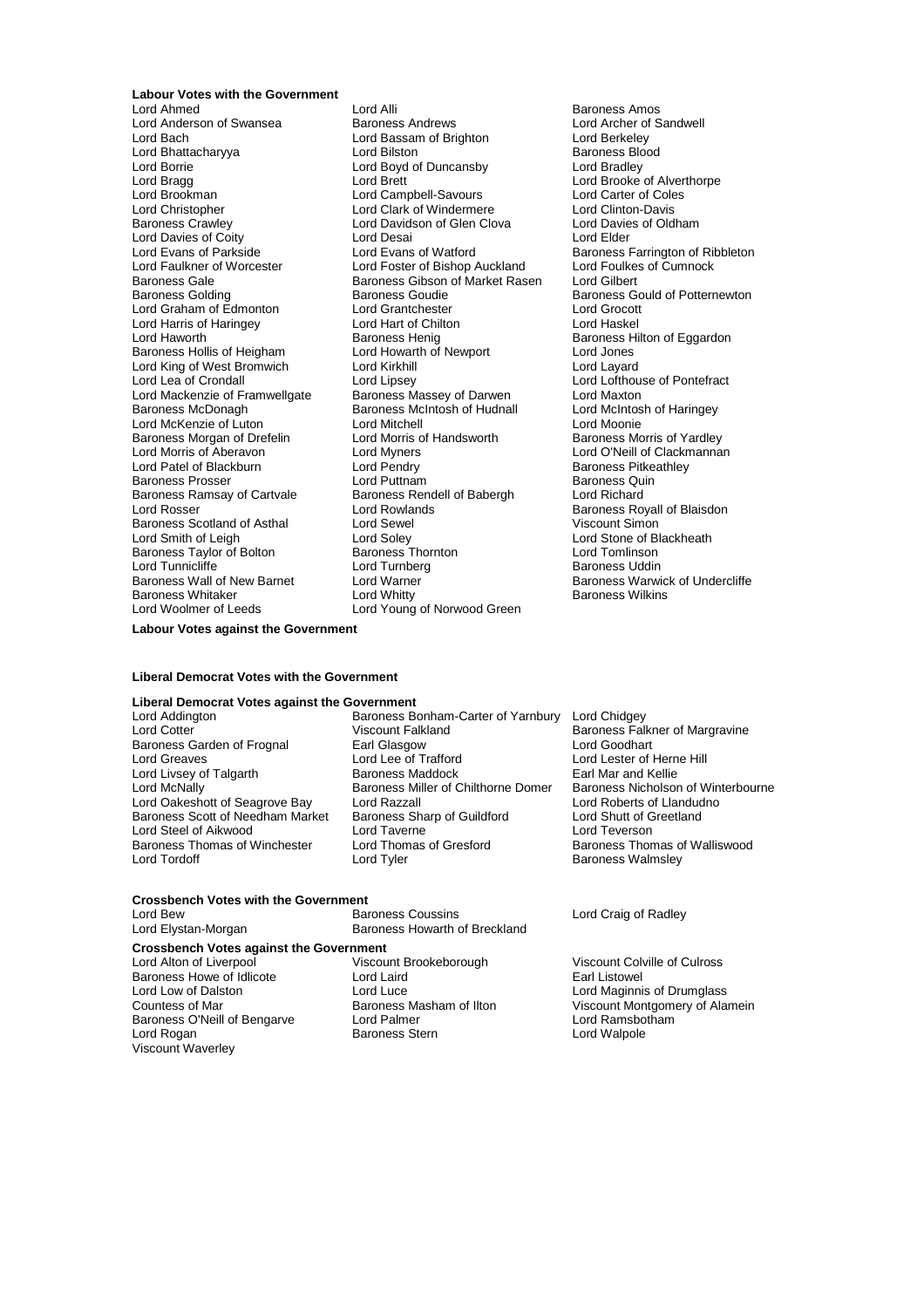**Labour Votes with the Government**

Lord Ahmed
Lord Alli
Baroness Amos
Lord Anderson of Swansea
Baroness Andrews
Lord Archer of Sandwell
Lord Bach
Lord Bassam of Brighton
Lord Berkeley
Lord Bhattacharyya
Lord Bilston
Baroness Blood
Lord Borrie
Lord Boyd of Duncansby
Lord Bradley
Lord Bragg
Lord Brett
Lord Brooke of Alverthorpe
Lord Brookman
Lord Campbell-Savours
Lord Carter of Coles
Lord Christopher
Lord Clark of Windermere
Lord Clinton-Davis
Baroness Crawley
Lord Davidson of Glen Clova
Lord Davies of Oldham
Lord Davies of Coity
Lord Desai
Lord Elder
Lord Evans of Parkside
Lord Evans of Watford
Baroness Farrington of Ribbleton
Lord Faulkner of Worcester
Lord Foster of Bishop Auckland
Lord Foulkes of Cumnock
Baroness Gale
Baroness Gibson of Market Rasen
Lord Gilbert
Baroness Golding
Baroness Goudie
Baroness Gould of Potternewton
Lord Graham of Edmonton
Lord Grantchester
Lord Grocott
Lord Harris of Haringey
Lord Hart of Chilton
Lord Haskel
Lord Haworth
Baroness Henig
Baroness Hilton of Eggardon
Baroness Hollis of Heigham
Lord Howarth of Newport
Lord Jones
Lord King of West Bromwich
Lord Kirkhill
Lord Layard
Lord Lea of Crondall
Lord Lipsey
Lord Lofthouse of Pontefract
Lord Mackenzie of Framwellgate
Baroness Massey of Darwen
Lord Maxton
Baroness McDonagh
Baroness McIntosh of Hudnall
Lord McIntosh of Haringey
Lord McKenzie of Luton
Lord Mitchell
Lord Moonie
Baroness Morgan of Drefelin
Lord Morris of Handsworth
Baroness Morris of Yardley
Lord Morris of Aberavon
Lord Myners
Lord O'Neill of Clackmannan
Lord Patel of Blackburn
Lord Pendry
Baroness Pitkeathley
Baroness Prosser
Lord Puttnam
Baroness Quin
Baroness Ramsay of Cartvale
Baroness Rendell of Babergh
Lord Richard
Lord Rosser
Lord Rowlands
Baroness Royall of Blaisdon
Baroness Scotland of Asthal
Lord Sewel
Viscount Simon
Lord Smith of Leigh
Lord Soley
Lord Stone of Blackheath
Baroness Taylor of Bolton
Baroness Thornton
Lord Tomlinson
Lord Tunnicliffe
Lord Turnberg
Baroness Uddin
Baroness Wall of New Barnet
Lord Warner
Baroness Warwick of Undercliffe
Baroness Whitaker
Lord Whitty
Baroness Wilkins
Lord Woolmer of Leeds
Lord Young of Norwood Green

**Labour Votes against the Government**

**Liberal Democrat Votes with the Government**

**Liberal Democrat Votes against the Government**

Lord Addington
Baroness Bonham-Carter of Yarnbury
Lord Chidgey
Lord Cotter
Viscount Falkland
Baroness Falkner of Margravine
Baroness Garden of Frognal
Earl Glasgow
Lord Goodhart
Lord Greaves
Lord Lee of Trafford
Lord Lester of Herne Hill
Lord Livsey of Talgarth
Baroness Maddock
Earl Mar and Kellie
Lord McNally
Baroness Miller of Chilthorne Domer
Baroness Nicholson of Winterbourne
Lord Oakeshott of Seagrove Bay
Lord Razzall
Lord Roberts of Llandudno
Baroness Scott of Needham Market
Baroness Sharp of Guildford
Lord Shutt of Greetland
Lord Steel of Aikwood
Lord Taverne
Lord Teverson
Baroness Thomas of Winchester
Lord Thomas of Gresford
Baroness Thomas of Walliswood
Lord Tordoff
Lord Tyler
Baroness Walmsley

**Crossbench Votes with the Government**

Lord Bew
Baroness Coussins
Lord Craig of Radley
Lord Elystan-Morgan
Baroness Howarth of Breckland

**Crossbench Votes against the Government**

Lord Alton of Liverpool
Viscount Brookeborough
Viscount Colville of Culross
Baroness Howe of Idlicote
Lord Laird
Earl Listowel
Lord Low of Dalston
Lord Luce
Lord Maginnis of Drumglass
Countess of Mar
Baroness Masham of Ilton
Viscount Montgomery of Alamein
Baroness O'Neill of Bengarve
Lord Palmer
Lord Ramsbotham
Lord Rogan
Baroness Stern
Lord Walpole
Viscount Waverley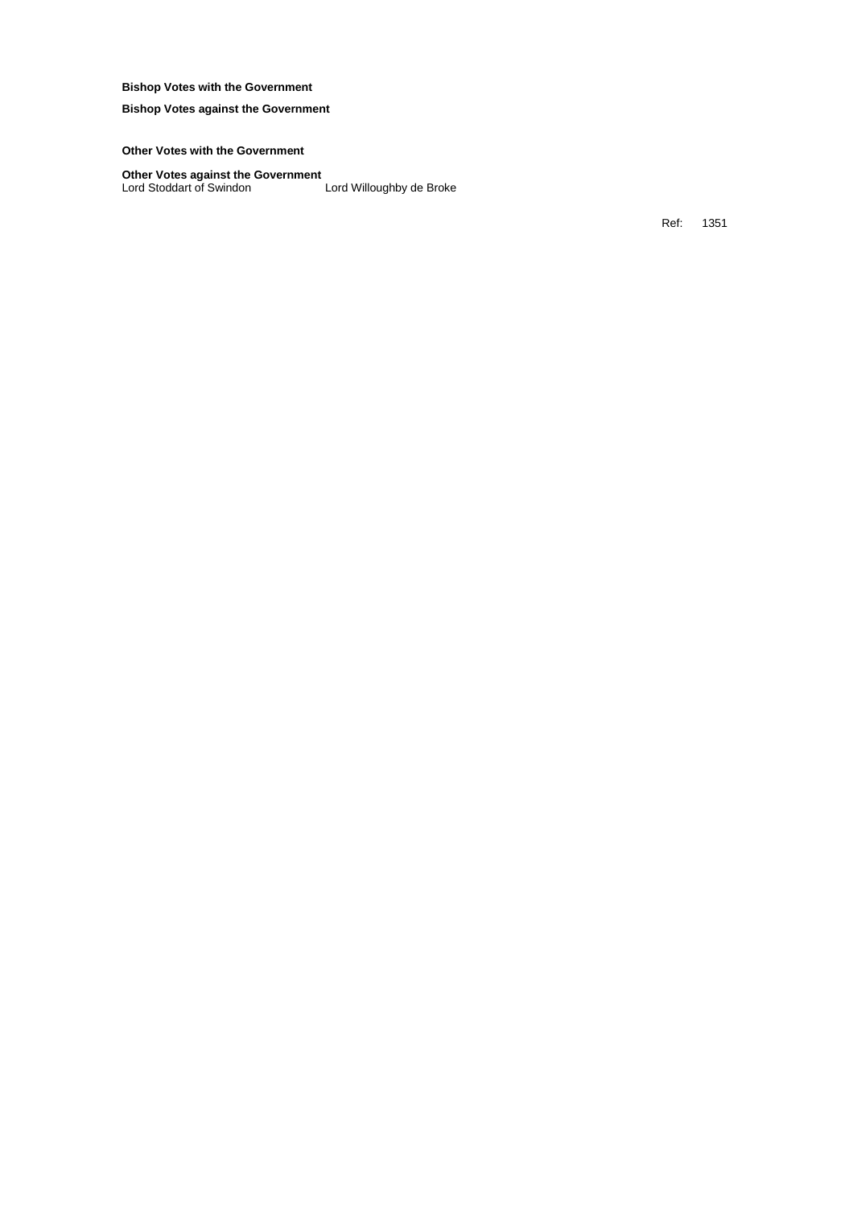**Bishop Votes with the Government**

**Bishop Votes against the Government**

**Other Votes with the Government**

**Other Votes against the Government**

Lord Stoddart of Swindon    Lord Willoughby de Broke

Ref: 1351